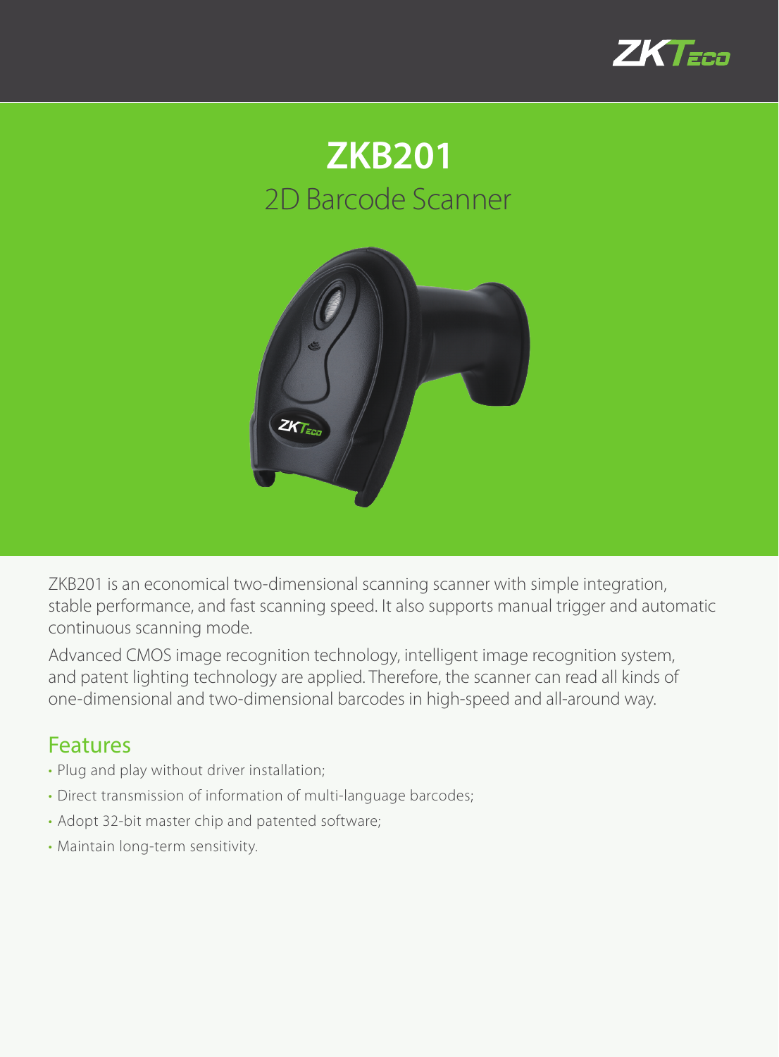# ZKB201

## 2D Barcode Scanner

ZKB201 is an economical two-dimensional scanning scanner with simple integration, stable performance, and fast scanning speed. It also supports manual trigger and automatic continuous scanning mode.

Advanced CMOS image recognition technology, intelligent image recognition system, and patent lighting technology are applied. Therefore, the scanner can read all kinds of one-dimensional and two-dimensional barcodes in high-speed and all-around way.

## Features

- Plug and play without driver installation;
- Direct transmission of information of multi-language barcodes;
- Adopt 32-bit master chip and patented software;
- Maintain long-term sensitivity.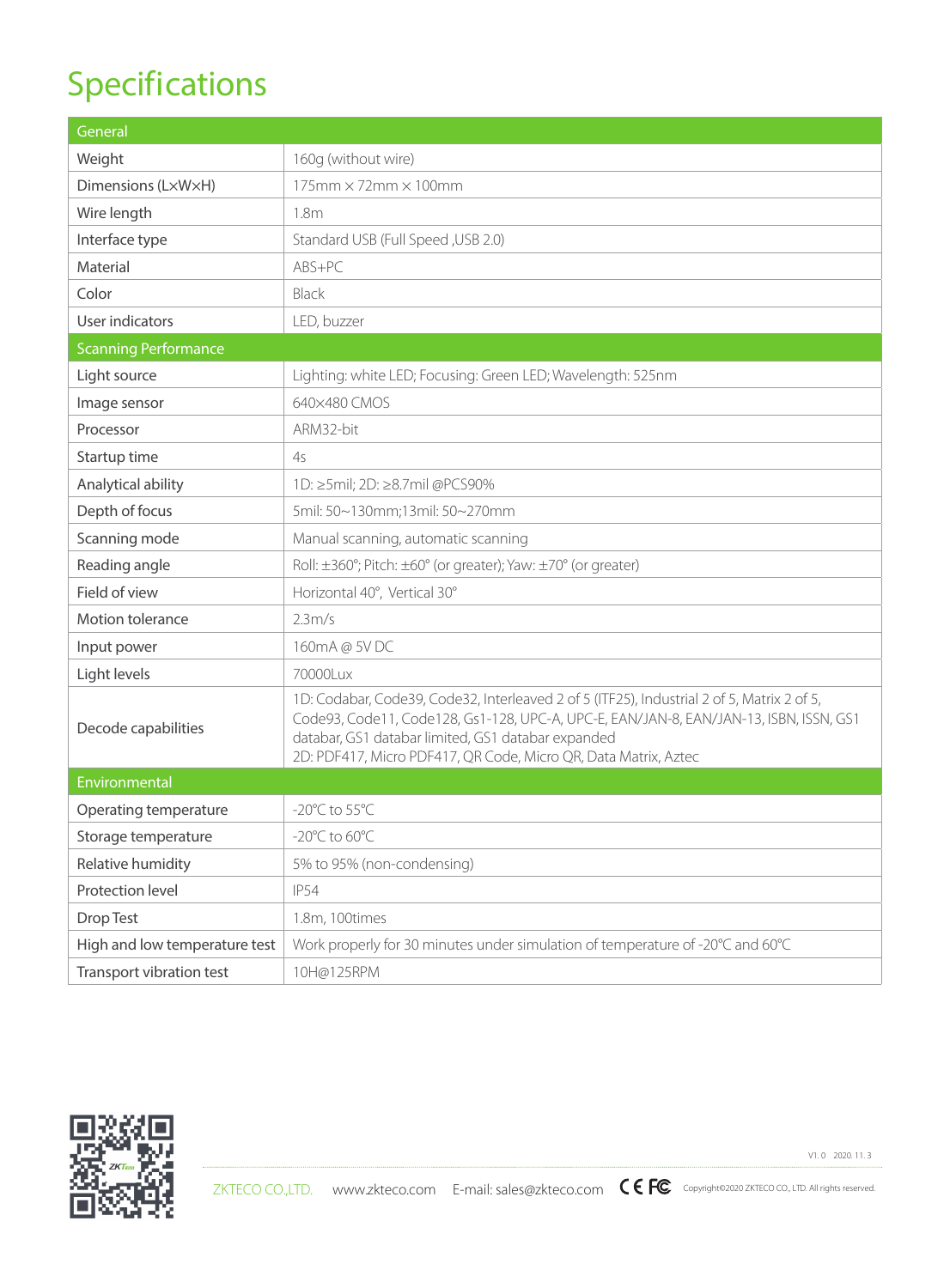# Specifications

| | |
|---|---|
| **General** | |
| Weight | 160g (without wire) |
| Dimensions (L×W×H) | 175mm × 72mm × 100mm |
| Wire length | 1.8m |
| Interface type | Standard USB (Full Speed ,USB 2.0) |
| Material | ABS+PC |
| Color | Black |
| User indicators | LED, buzzer |
| **Scanning Performance** | |
| Light source | Lighting: white LED; Focusing: Green LED; Wavelength: 525nm |
| Image sensor | 640×480 CMOS |
| Processor | ARM32-bit |
| Startup time | 4s |
| Analytical ability | 1D: ≥5mil; 2D: ≥8.7mil @PCS90% |
| Depth of focus | 5mil: 50~130mm;13mil: 50~270mm |
| Scanning mode | Manual scanning, automatic scanning |
| Reading angle | Roll: ±360°; Pitch: ±60° (or greater); Yaw: ±70° (or greater) |
| Field of view | Horizontal 40°, Vertical 30° |
| Motion tolerance | 2.3m/s |
| Input power | 160mA @ 5V DC |
| Light levels | 70000Lux |
| Decode capabilities | 1D: Codabar, Code39, Code32, Interleaved 2 of 5 (ITF25), Industrial 2 of 5, Matrix 2 of 5, Code93, Code11, Code128, Gs1-128, UPC-A, UPC-E, EAN/JAN-8, EAN/JAN-13, ISBN, ISSN, GS1 databar, GS1 databar limited, GS1 databar expanded<br>2D: PDF417, Micro PDF417, QR Code, Micro QR, Data Matrix, Aztec |
| **Environmental** | |
| Operating temperature | -20°C to 55°C |
| Storage temperature | -20°C to 60°C |
| Relative humidity | 5% to 95% (non-condensing) |
| Protection level | IP54 |
| Drop Test | 1.8m, 100times |
| High and low temperature test | Work properly for 30 minutes under simulation of temperature of -20°C and 60°C |
| Transport vibration test | 10H@125RPM |

V1.0 2020.11.3

ZKTECO CO.,LTD. www.zkteco.com E-mail: sales@zkteco.com

Copyright©2020 ZKTECO CO., LTD. All rights reserved.